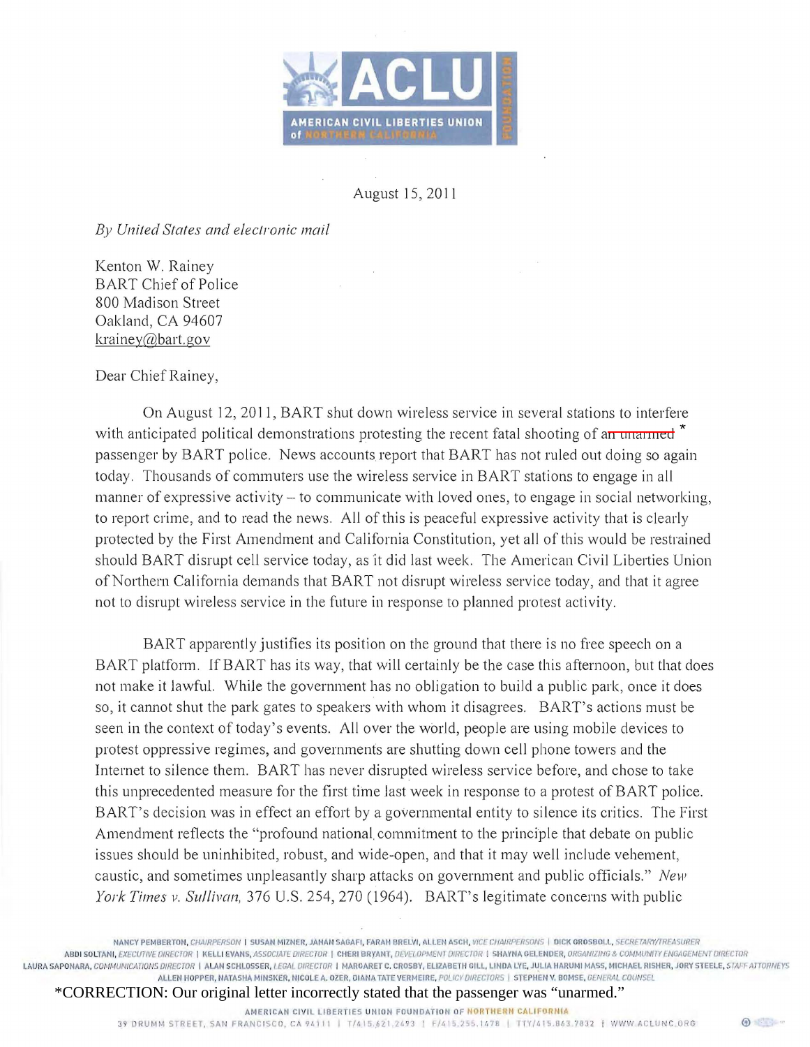ACLU

AMERICAN CIVIL LIBERTIES UNION of NORTHERN CALIFORNIA

FOUNDATION

August 15, 2011

*By United States and electronic mail*

Kenton W. Rainey
BART Chief of Police
800 Madison Street
Oakland, CA 94607
krainey@bart.gov

Dear Chief Rainey,

On August 12, 2011, BART shut down wireless service in several stations to interfere with anticipated political demonstrations protesting the recent fatal shooting of ~~an unarmed~~ * passenger by BART police. News accounts report that BART has not ruled out doing so again today. Thousands of commuters use the wireless service in BART stations to engage in all manner of expressive activity – to communicate with loved ones, to engage in social networking, to report crime, and to read the news. All of this is peaceful expressive activity that is clearly protected by the First Amendment and California Constitution, yet all of this would be restrained should BART disrupt cell service today, as it did last week. The American Civil Liberties Union of Northern California demands that BART not disrupt wireless service today, and that it agree not to disrupt wireless service in the future in response to planned protest activity.

BART apparently justifies its position on the ground that there is no free speech on a BART platform. If BART has its way, that will certainly be the case this afternoon, but that does not make it lawful. While the government has no obligation to build a public park, once it does so, it cannot shut the park gates to speakers with whom it disagrees. BART's actions must be seen in the context of today's events. All over the world, people are using mobile devices to protest oppressive regimes, and governments are shutting down cell phone towers and the Internet to silence them. BART has never disrupted wireless service before, and chose to take this unprecedented measure for the first time last week in response to a protest of BART police. BART's decision was in effect an effort by a governmental entity to silence its critics. The First Amendment reflects the "profound national commitment to the principle that debate on public issues should be uninhibited, robust, and wide-open, and that it may well include vehement, caustic, and sometimes unpleasantly sharp attacks on government and public officials." *New York Times v. Sullivan,* 376 U.S. 254, 270 (1964). BART's legitimate concerns with public

NANCY PEMBERTON, *CHAIRPERSON* | SUSAN MIZNER, JAHAN SAGAFI, FARAH BRELVI, ALLEN ASCH, *VICE CHAIRPERSONS* | DICK GROSBOLL, *SECRETARY/TREASURER*
ABDI SOLTANI, *EXECUTIVE DIRECTOR* | KELLI EVANS, *ASSOCIATE DIRECTOR* | CHERI BRYANT, *DEVELOPMENT DIRECTOR* | SHAYNA GELENDER, *ORGANIZING & COMMUNITY ENGAGEMENT DIRECTOR*
LAURA SAPONARA, *COMMUNICATIONS DIRECTOR* | ALAN SCHLOSSER, *LEGAL DIRECTOR* | MARGARET C. CROSBY, ELIZABETH GILL, LINDA LYE, JULIA HARUMI MASS, MICHAEL RISHER, JORY STEELE, *STAFF ATTORNEYS*
ALLEN HOPPER, NATASHA MINSKER, NICOLE A. OZER, DIANA TATE VERMEIRE, *POLICY DIRECTORS* | STEPHEN V. BOMSE, *GENERAL COUNSEL*

*CORRECTION: Our original letter incorrectly stated that the passenger was "unarmed."

AMERICAN CIVIL LIBERTIES UNION FOUNDATION OF NORTHERN CALIFORNIA
39 DRUMM STREET, SAN FRANCISCO, CA 94111 | T/415.621.2493 | F/415.255.1478 | TTY/415.863.7832 | WWW.ACLUNC.ORG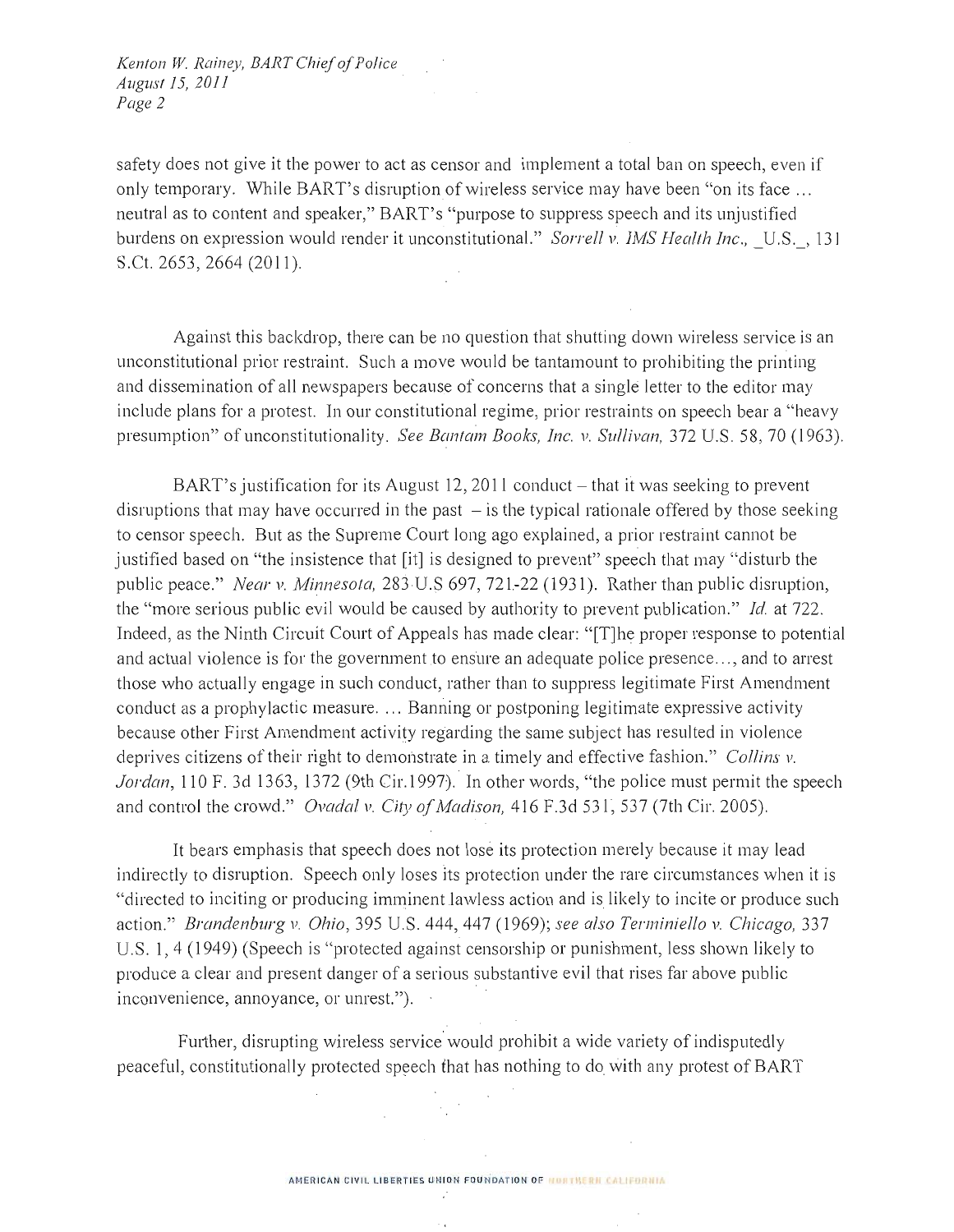safety does not give it the power to act as censor and implement a total ban on speech, even if only temporary. While BART's disruption of wireless service may have been "on its face ... neutral as to content and speaker," BART's "purpose to suppress speech and its unjustified burdens on expression would render it unconstitutional." *Sorrell v. IMS Health Inc.*, _U.S._, 131 S.Ct. 2653, 2664 (2011).

Against this backdrop, there can be no question that shutting down wireless service is an unconstitutional prior restraint. Such a move would be tantamount to prohibiting the printing and dissemination of all newspapers because of concerns that a single letter to the editor may include plans for a protest. In our constitutional regime, prior restraints on speech bear a "heavy presumption" of unconstitutionality. *See Bantam Books, Inc. v. Sullivan*, 372 U.S. 58, 70 (1963).

BART's justification for its August 12, 2011 conduct – that it was seeking to prevent disruptions that may have occurred in the past – is the typical rationale offered by those seeking to censor speech. But as the Supreme Court long ago explained, a prior restraint cannot be justified based on "the insistence that [it] is designed to prevent" speech that may "disturb the public peace." *Near v. Minnesota*, 283 U.S 697, 721-22 (1931). Rather than public disruption, the "more serious public evil would be caused by authority to prevent publication." *Id.* at 722. Indeed, as the Ninth Circuit Court of Appeals has made clear: "[T]he proper response to potential and actual violence is for the government to ensure an adequate police presence..., and to arrest those who actually engage in such conduct, rather than to suppress legitimate First Amendment conduct as a prophylactic measure. ... Banning or postponing legitimate expressive activity because other First Amendment activity regarding the same subject has resulted in violence deprives citizens of their right to demonstrate in a timely and effective fashion." *Collins v. Jordan*, 110 F. 3d 1363, 1372 (9th Cir.1997). In other words, "the police must permit the speech and control the crowd." *Ovadal v. City of Madison*, 416 F.3d 531, 537 (7th Cir. 2005).

It bears emphasis that speech does not lose its protection merely because it may lead indirectly to disruption. Speech only loses its protection under the rare circumstances when it is "directed to inciting or producing imminent lawless action and is likely to incite or produce such action." *Brandenburg v. Ohio*, 395 U.S. 444, 447 (1969); *see also Terminiello v. Chicago*, 337 U.S. 1, 4 (1949) (Speech is "protected against censorship or punishment, less shown likely to produce a clear and present danger of a serious substantive evil that rises far above public inconvenience, annoyance, or unrest.").

Further, disrupting wireless service would prohibit a wide variety of indisputedly peaceful, constitutionally protected speech that has nothing to do with any protest of BART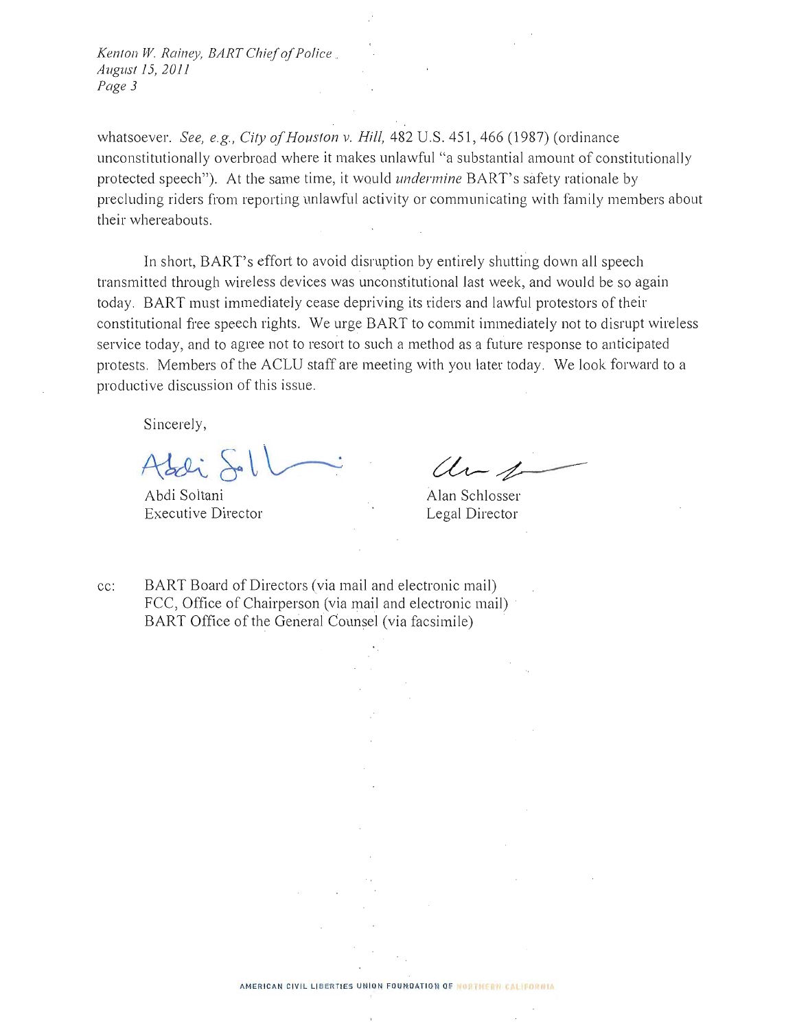whatsoever. *See, e.g., City of Houston v. Hill,* 482 U.S. 451, 466 (1987) (ordinance unconstitutionally overbroad where it makes unlawful "a substantial amount of constitutionally protected speech"). At the same time, it would *undermine* BART's safety rationale by precluding riders from reporting unlawful activity or communicating with family members about their whereabouts.

In short, BART's effort to avoid disruption by entirely shutting down all speech transmitted through wireless devices was unconstitutional last week, and would be so again today. BART must immediately cease depriving its riders and lawful protestors of their constitutional free speech rights. We urge BART to commit immediately not to disrupt wireless service today, and to agree not to resort to such a method as a future response to anticipated protests. Members of the ACLU staff are meeting with you later today. We look forward to a productive discussion of this issue.

Sincerely,

Abdi Soltani
Executive Director

Alan Schlosser
Legal Director

cc: BART Board of Directors (via mail and electronic mail)
FCC, Office of Chairperson (via mail and electronic mail)
BART Office of the General Counsel (via facsimile)